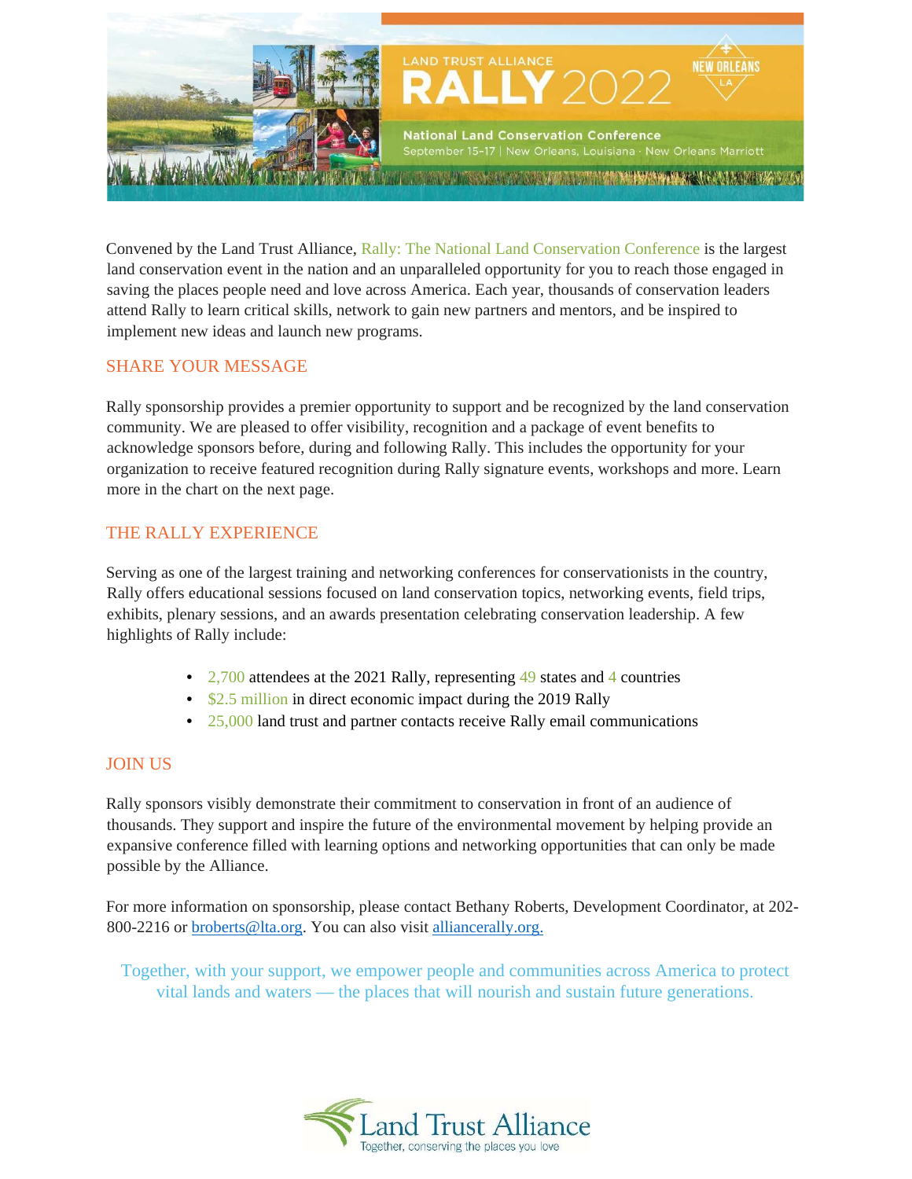LAND TRUST ALLIANCE

# RALLY 2022

NEW ORLEANS LA

**National Land Conservation Conference**

September 15-17 | New Orleans, Louisiana · New Orleans Marriott

Convened by the Land Trust Alliance, Rally: The National Land Conservation Conference is the largest land conservation event in the nation and an unparalleled opportunity for you to reach those engaged in saving the places people need and love across America. Each year, thousands of conservation leaders attend Rally to learn critical skills, network to gain new partners and mentors, and be inspired to implement new ideas and launch new programs.

## SHARE YOUR MESSAGE

Rally sponsorship provides a premier opportunity to support and be recognized by the land conservation community. We are pleased to offer visibility, recognition and a package of event benefits to acknowledge sponsors before, during and following Rally. This includes the opportunity for your organization to receive featured recognition during Rally signature events, workshops and more. Learn more in the chart on the next page.

## THE RALLY EXPERIENCE

Serving as one of the largest training and networking conferences for conservationists in the country, Rally offers educational sessions focused on land conservation topics, networking events, field trips, exhibits, plenary sessions, and an awards presentation celebrating conservation leadership. A few highlights of Rally include:

- 2,700 attendees at the 2021 Rally, representing 49 states and 4 countries
- $2.5 million in direct economic impact during the 2019 Rally
- 25,000 land trust and partner contacts receive Rally email communications

## JOIN US

Rally sponsors visibly demonstrate their commitment to conservation in front of an audience of thousands. They support and inspire the future of the environmental movement by helping provide an expansive conference filled with learning options and networking opportunities that can only be made possible by the Alliance.

For more information on sponsorship, please contact Bethany Roberts, Development Coordinator, at 202-800-2216 or broberts@lta.org. You can also visit alliancerally.org.

Together, with your support, we empower people and communities across America to protect vital lands and waters — the places that will nourish and sustain future generations.

Land Trust Alliance
Together, conserving the places you love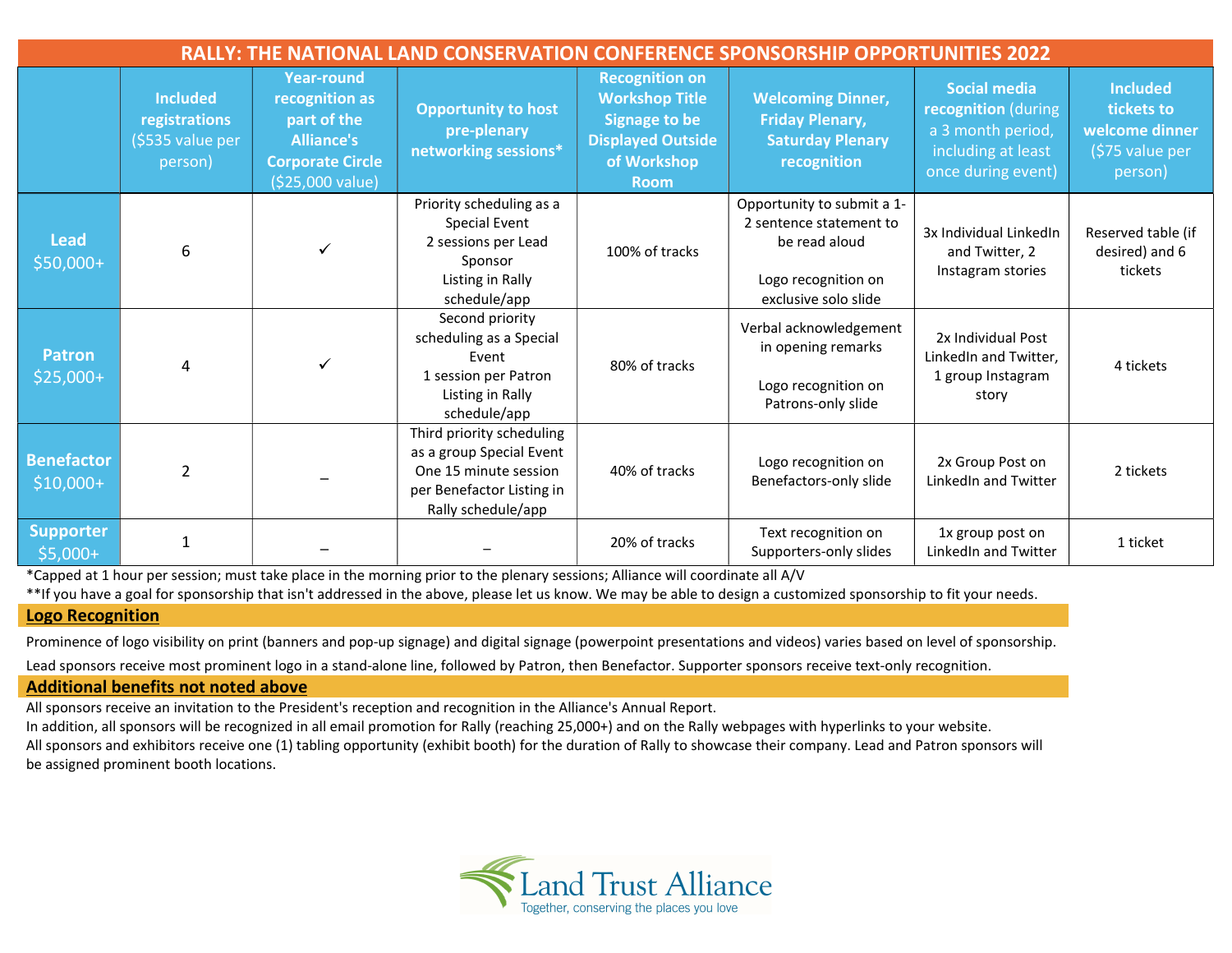# RALLY: THE NATIONAL LAND CONSERVATION CONFERENCE SPONSORSHIP OPPORTUNITIES 2022

| | Included registrations ($535 value per person) | Year-round recognition as part of the Alliance's Corporate Circle ($25,000 value) | Opportunity to host pre-plenary networking sessions* | Recognition on Workshop Title Signage to be Displayed Outside of Workshop Room | Welcoming Dinner, Friday Plenary, Saturday Plenary recognition | Social media recognition (during a 3 month period, including at least once during event) | Included tickets to welcome dinner ($75 value per person) |
|---|---|---|---|---|---|---|---|
| **Lead** $50,000+ | 6 | ✓ | Priority scheduling as a Special Event 2 sessions per Lead Sponsor Listing in Rally schedule/app | 100% of tracks | Opportunity to submit a 1-2 sentence statement to be read aloud Logo recognition on exclusive solo slide | 3x Individual LinkedIn and Twitter, 2 Instagram stories | Reserved table (if desired) and 6 tickets |
| **Patron** $25,000+ | 4 | ✓ | Second priority scheduling as a Special Event 1 session per Patron Listing in Rally schedule/app | 80% of tracks | Verbal acknowledgement in opening remarks Logo recognition on Patrons-only slide | 2x Individual Post LinkedIn and Twitter, 1 group Instagram story | 4 tickets |
| **Benefactor** $10,000+ | 2 | – | Third priority scheduling as a group Special Event One 15 minute session per Benefactor Listing in Rally schedule/app | 40% of tracks | Logo recognition on Benefactors-only slide | 2x Group Post on LinkedIn and Twitter | 2 tickets |
| **Supporter** $5,000+ | 1 | – | – | 20% of tracks | Text recognition on Supporters-only slides | 1x group post on LinkedIn and Twitter | 1 ticket |

*Capped at 1 hour per session; must take place in the morning prior to the plenary sessions; Alliance will coordinate all A/V

**If you have a goal for sponsorship that isn't addressed in the above, please let us know. We may be able to design a customized sponsorship to fit your needs.

## Logo Recognition

Prominence of logo visibility on print (banners and pop-up signage) and digital signage (powerpoint presentations and videos) varies based on level of sponsorship.

Lead sponsors receive most prominent logo in a stand-alone line, followed by Patron, then Benefactor. Supporter sponsors receive text-only recognition.

## Additional benefits not noted above

All sponsors receive an invitation to the President's reception and recognition in the Alliance's Annual Report.

In addition, all sponsors will be recognized in all email promotion for Rally (reaching 25,000+) and on the Rally webpages with hyperlinks to your website.

All sponsors and exhibitors receive one (1) tabling opportunity (exhibit booth) for the duration of Rally to showcase their company. Lead and Patron sponsors will be assigned prominent booth locations.

Land Trust Alliance
Together, conserving the places you love